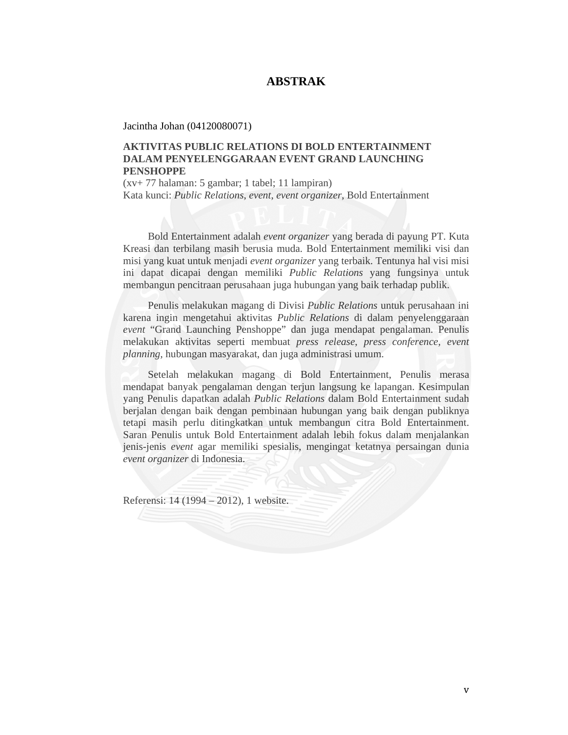# ABSTRAK

Jacintha Johan (04120080071)

**AKTIVITAS PUBLIC RELATIONS DI BOLD ENTERTAINMENT DALAM PENYELENGGARAAN EVENT GRAND LAUNCHING PENSHOPPE**

(xv+ 77 halaman: 5 gambar; 1 tabel; 11 lampiran)

Kata kunci: *Public Relations*, *event*, *event organizer*, Bold Entertainment

Bold Entertainment adalah *event organizer* yang berada di payung PT. Kuta Kreasi dan terbilang masih berusia muda. Bold Entertainment memiliki visi dan misi yang kuat untuk menjadi *event organizer* yang terbaik. Tentunya hal visi misi ini dapat dicapai dengan memiliki *Public Relations* yang fungsinya untuk membangun pencitraan perusahaan juga hubungan yang baik terhadap publik.

Penulis melakukan magang di Divisi *Public Relations* untuk perusahaan ini karena ingin mengetahui aktivitas *Public Relations* di dalam penyelenggaraan *event* "Grand Launching Penshoppe" dan juga mendapat pengalaman. Penulis melakukan aktivitas seperti membuat *press release*, *press conference*, *event planning*, hubungan masyarakat, dan juga administrasi umum.

Setelah melakukan magang di Bold Entertainment, Penulis merasa mendapat banyak pengalaman dengan terjun langsung ke lapangan. Kesimpulan yang Penulis dapatkan adalah *Public Relations* dalam Bold Entertainment sudah berjalan dengan baik dengan pembinaan hubungan yang baik dengan publiknya tetapi masih perlu ditingkatkan untuk membangun citra Bold Entertainment. Saran Penulis untuk Bold Entertainment adalah lebih fokus dalam menjalankan jenis-jenis *event* agar memiliki spesialis, mengingat ketatnya persaingan dunia *event organizer* di Indonesia.

Referensi: 14 (1994 – 2012), 1 website.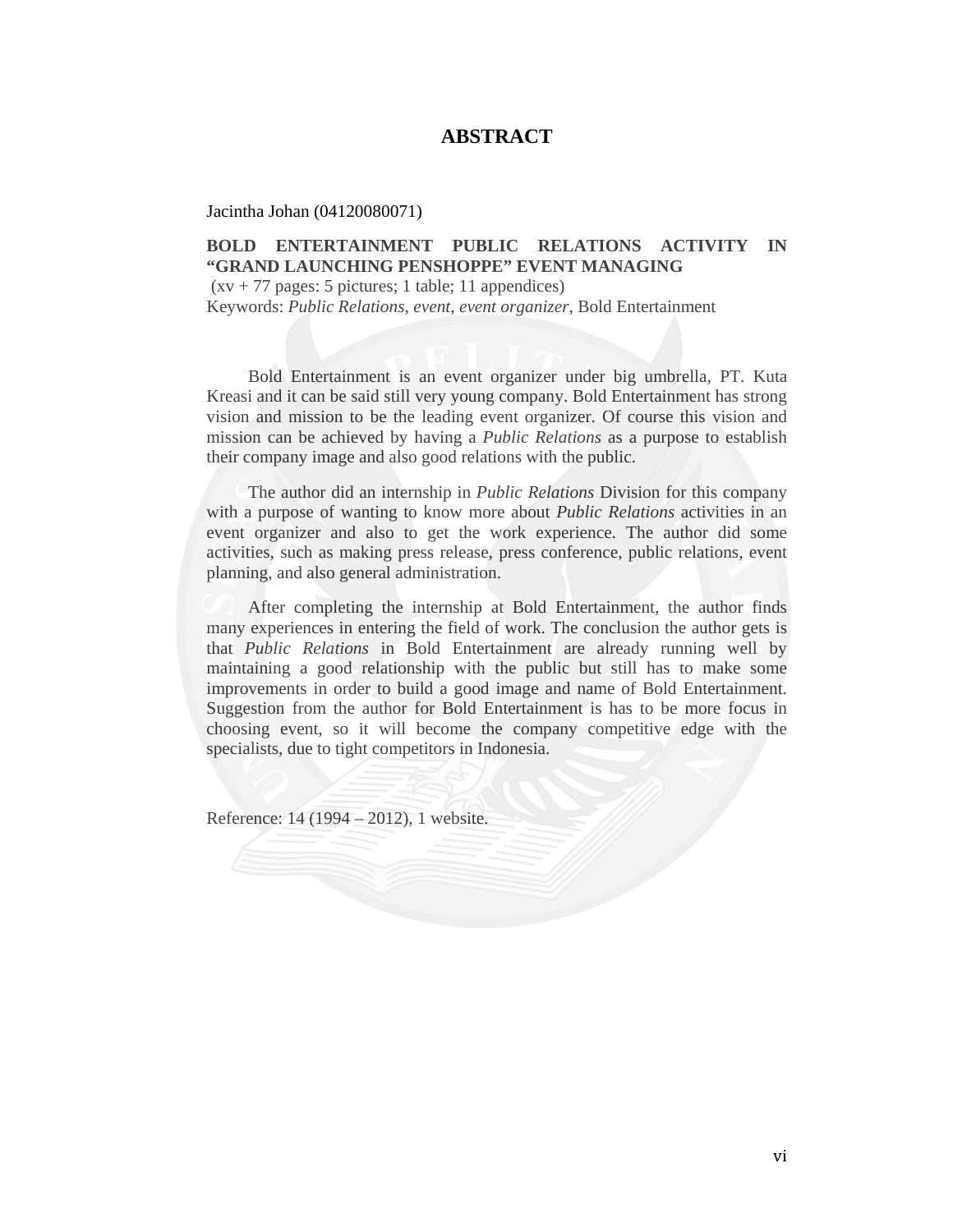# ABSTRACT

Jacintha Johan (04120080071)

**BOLD ENTERTAINMENT PUBLIC RELATIONS ACTIVITY IN "GRAND LAUNCHING PENSHOPPE" EVENT MANAGING**

(xv + 77 pages: 5 pictures; 1 table; 11 appendices)

Keywords: *Public Relations*, *event*, *event organizer*, Bold Entertainment

Bold Entertainment is an event organizer under big umbrella, PT. Kuta Kreasi and it can be said still very young company. Bold Entertainment has strong vision and mission to be the leading event organizer. Of course this vision and mission can be achieved by having a *Public Relations* as a purpose to establish their company image and also good relations with the public.

The author did an internship in *Public Relations* Division for this company with a purpose of wanting to know more about *Public Relations* activities in an event organizer and also to get the work experience. The author did some activities, such as making press release, press conference, public relations, event planning, and also general administration.

After completing the internship at Bold Entertainment, the author finds many experiences in entering the field of work. The conclusion the author gets is that *Public Relations* in Bold Entertainment are already running well by maintaining a good relationship with the public but still has to make some improvements in order to build a good image and name of Bold Entertainment. Suggestion from the author for Bold Entertainment is has to be more focus in choosing event, so it will become the company competitive edge with the specialists, due to tight competitors in Indonesia.

Reference: 14 (1994 – 2012), 1 website.